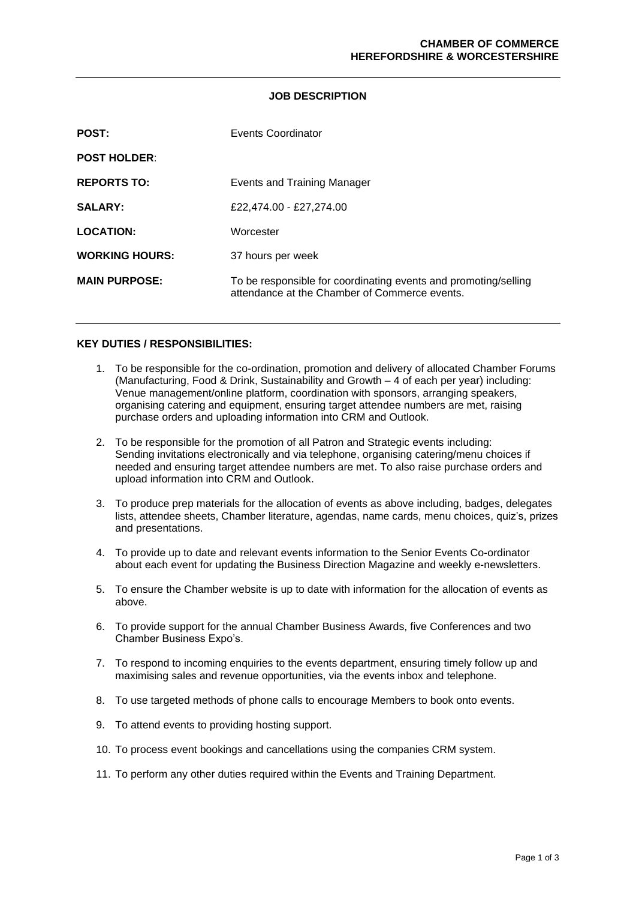**CHAMBER OF COMMERCE**
**HEREFORDSHIRE & WORCESTERSHIRE**

---

## JOB DESCRIPTION

| | |
|---|---|
| **POST:** | Events Coordinator |
| **POST HOLDER**: | |
| **REPORTS TO:** | Events and Training Manager |
| **SALARY:** | £22,474.00 - £27,274.00 |
| **LOCATION:** | Worcester |
| **WORKING HOURS:** | 37 hours per week |
| **MAIN PURPOSE:** | To be responsible for coordinating events and promoting/selling attendance at the Chamber of Commerce events. |

---

### KEY DUTIES / RESPONSIBILITIES:

1. To be responsible for the co-ordination, promotion and delivery of allocated Chamber Forums (Manufacturing, Food & Drink, Sustainability and Growth – 4 of each per year) including: Venue management/online platform, coordination with sponsors, arranging speakers, organising catering and equipment, ensuring target attendee numbers are met, raising purchase orders and uploading information into CRM and Outlook.

2. To be responsible for the promotion of all Patron and Strategic events including: Sending invitations electronically and via telephone, organising catering/menu choices if needed and ensuring target attendee numbers are met. To also raise purchase orders and upload information into CRM and Outlook.

3. To produce prep materials for the allocation of events as above including, badges, delegates lists, attendee sheets, Chamber literature, agendas, name cards, menu choices, quiz's, prizes and presentations.

4. To provide up to date and relevant events information to the Senior Events Co-ordinator about each event for updating the Business Direction Magazine and weekly e-newsletters.

5. To ensure the Chamber website is up to date with information for the allocation of events as above.

6. To provide support for the annual Chamber Business Awards, five Conferences and two Chamber Business Expo's.

7. To respond to incoming enquiries to the events department, ensuring timely follow up and maximising sales and revenue opportunities, via the events inbox and telephone.

8. To use targeted methods of phone calls to encourage Members to book onto events.

9. To attend events to providing hosting support.

10. To process event bookings and cancellations using the companies CRM system.

11. To perform any other duties required within the Events and Training Department.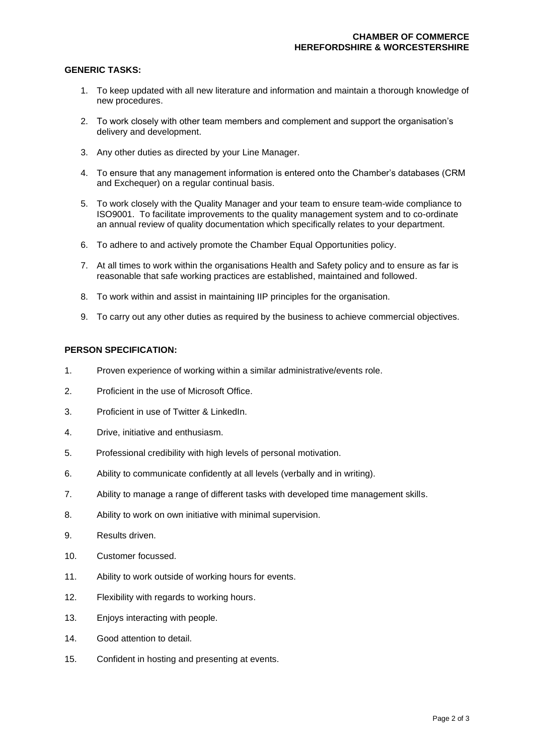## GENERIC TASKS:

1. To keep updated with all new literature and information and maintain a thorough knowledge of new procedures.
2. To work closely with other team members and complement and support the organisation's delivery and development.
3. Any other duties as directed by your Line Manager.
4. To ensure that any management information is entered onto the Chamber's databases (CRM and Exchequer) on a regular continual basis.
5. To work closely with the Quality Manager and your team to ensure team-wide compliance to ISO9001. To facilitate improvements to the quality management system and to co-ordinate an annual review of quality documentation which specifically relates to your department.
6. To adhere to and actively promote the Chamber Equal Opportunities policy.
7. At all times to work within the organisations Health and Safety policy and to ensure as far is reasonable that safe working practices are established, maintained and followed.
8. To work within and assist in maintaining IIP principles for the organisation.
9. To carry out any other duties as required by the business to achieve commercial objectives.

## PERSON SPECIFICATION:

1. Proven experience of working within a similar administrative/events role.
2. Proficient in the use of Microsoft Office.
3. Proficient in use of Twitter & LinkedIn.
4. Drive, initiative and enthusiasm.
5. Professional credibility with high levels of personal motivation.
6. Ability to communicate confidently at all levels (verbally and in writing).
7. Ability to manage a range of different tasks with developed time management skills.
8. Ability to work on own initiative with minimal supervision.
9. Results driven.
10. Customer focussed.
11. Ability to work outside of working hours for events.
12. Flexibility with regards to working hours.
13. Enjoys interacting with people.
14. Good attention to detail.
15. Confident in hosting and presenting at events.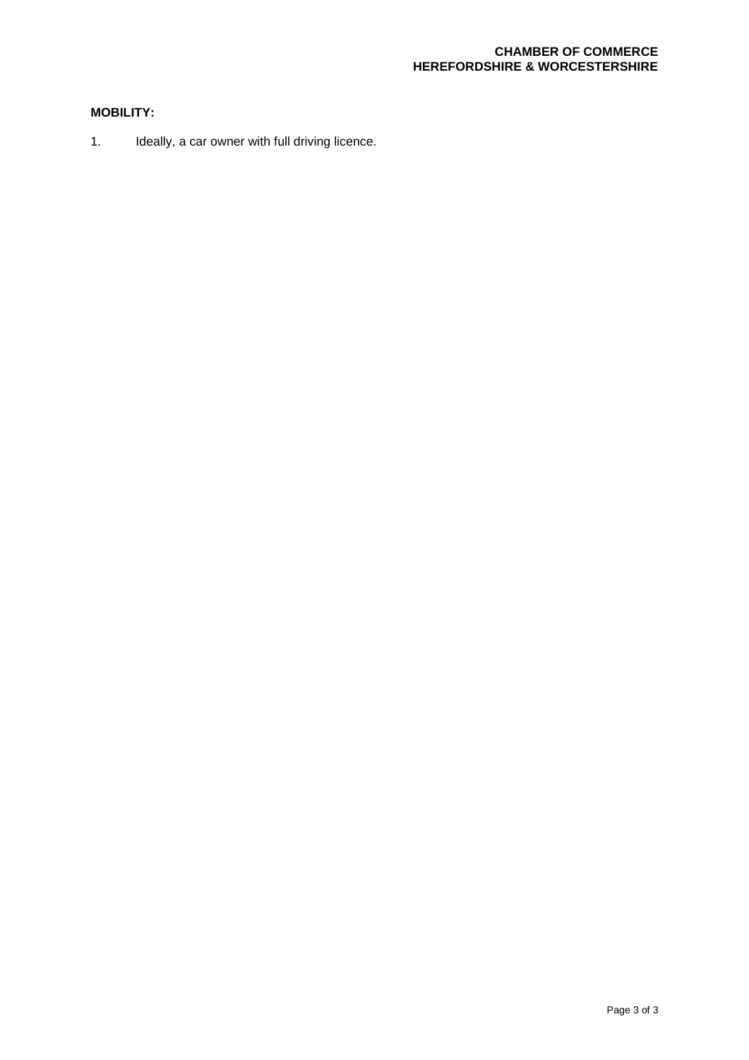**MOBILITY:**

1. Ideally, a car owner with full driving licence.